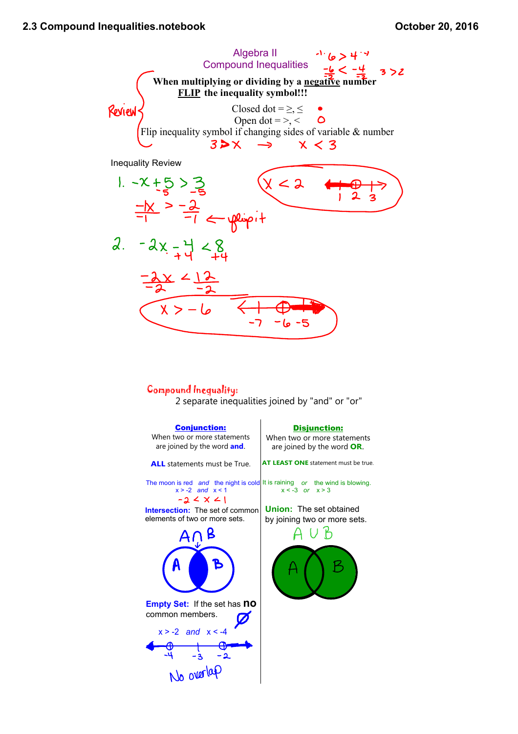# Algebra II
## Compound Inequalities

$-1 \cdot 6 > 4 \cdot -1$

$\frac{-6}{-2} < \frac{-4}{-2}$ $\quad 3 > 2$

**Review**

**When multiplying or dividing by a <u>negative</u> number <u>FLIP</u> the inequality symbol!!!**

Closed dot = $\geq, \leq$ ●

Open dot = $>, <$ ○

Flip inequality symbol if changing sides of variable & number

$3 > x \rightarrow x < 3$

### Inequality Review

1. $-x + 5 > 3$
   $\quad\;\; -5 \quad -5$

   $\frac{-1x}{-1} > \frac{-2}{-1}$ ← flip it

   $x < 2$

2. $-2x - 4 < 8$
   $\quad\;\; +4 \quad +4$

   $\frac{-2x}{-2} < \frac{12}{-2}$

   $x > -6$

**Compound Inequality:**

2 separate inequalities joined by "and" or "or"

**<u>Conjunction:</u>**

When two or more statements are joined by the word **and**.

**ALL** statements must be True.

The moon is red *and* the night is cold

$x > -2$ *and* $x < 1$

$-2 < x < 1$

**Intersection:** The set of common elements of two or more sets.

$A \cap B$

**Empty Set:** If the set has **no** common members. $\varnothing$

$x > -2$ *and* $x < -4$

No overlap

**<u>Disjunction:</u>**

When two or more statements are joined by the word **OR**.

**AT LEAST ONE** statement must be true.

It is raining *or* the wind is blowing.

$x < -3$ *or* $x > 3$

**Union:** The set obtained by joining two or more sets.

$A \cup B$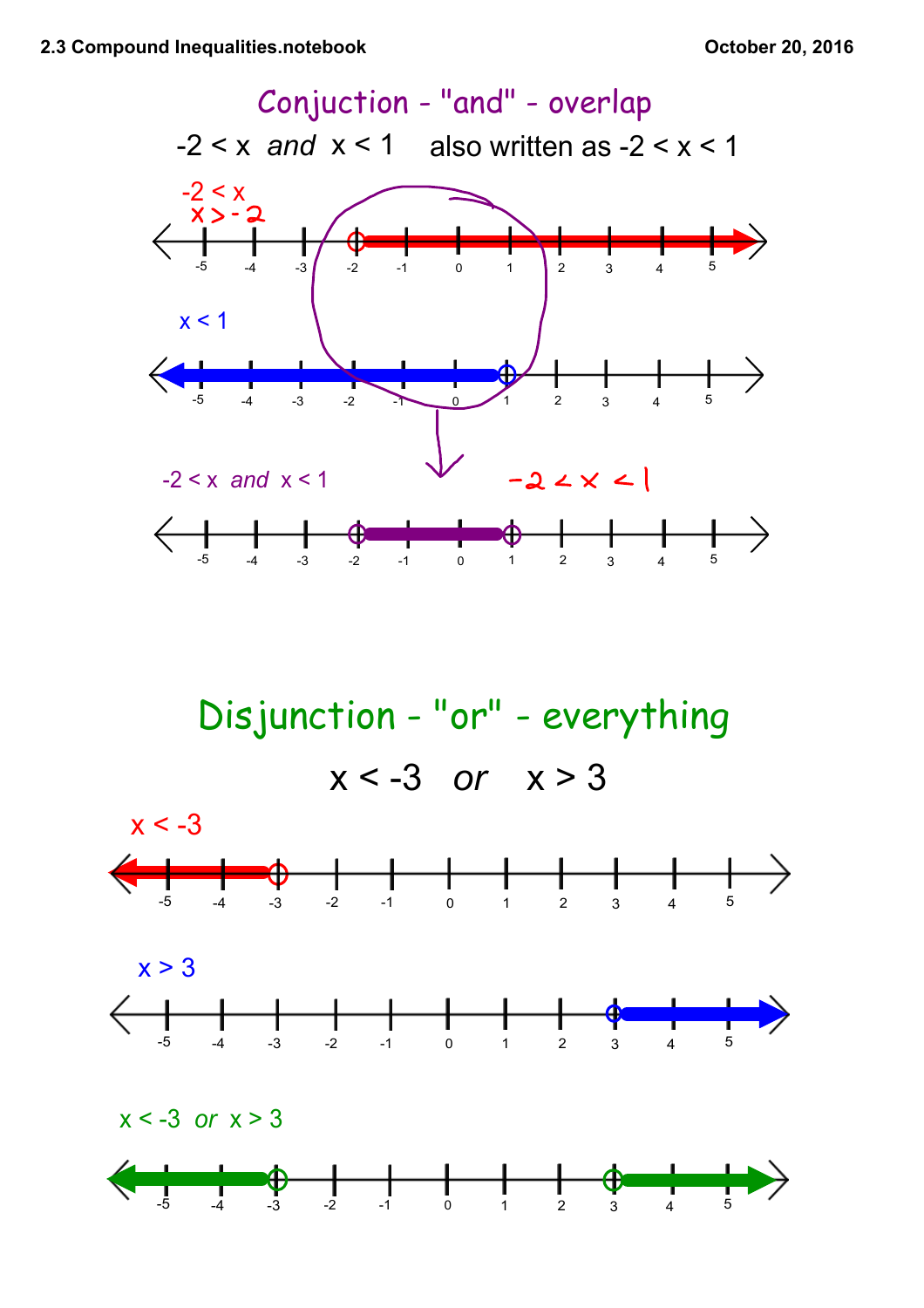## Conjuction - "and" - overlap

$-2 < x$ *and* $x < 1$ also written as $-2 < x < 1$

$-2 < x$

$x > -2$

$x < 1$

$-2 < x$ *and* $x < 1$

$-2 < x < 1$

## Disjunction - "or" - everything

$x < -3$ *or* $x > 3$

$x < -3$

$x > 3$

$x < -3$ *or* $x > 3$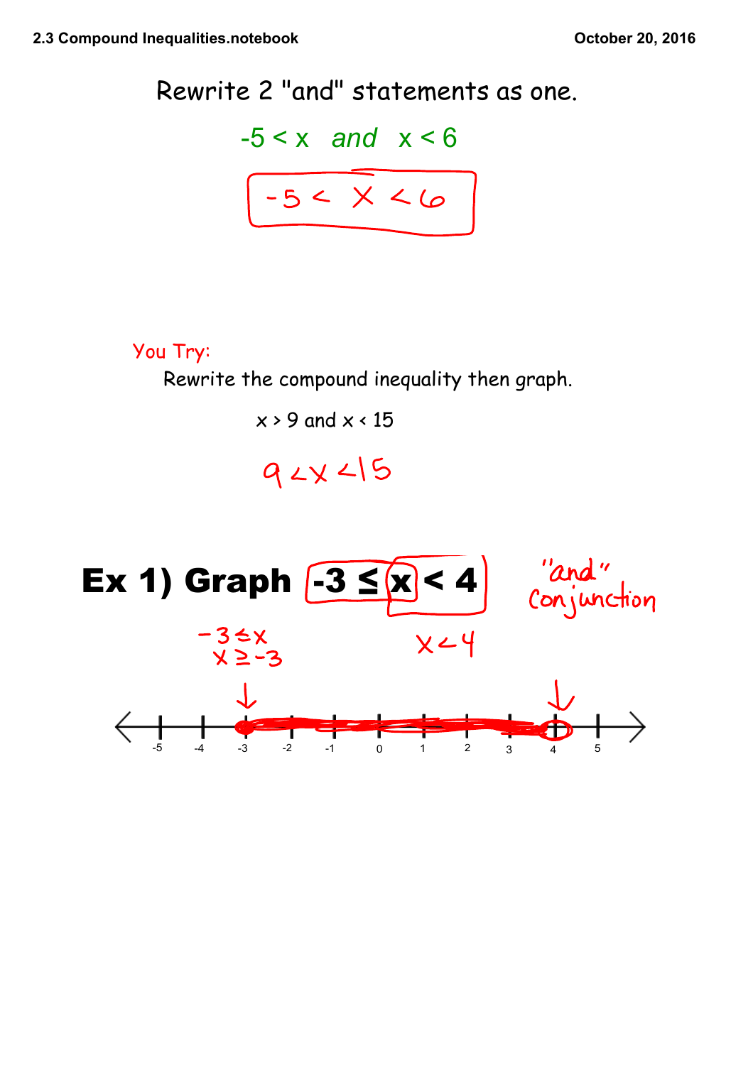## Rewrite 2 "and" statements as one.

$-5 < x$ *and* $x < 6$

$-5 < x < 6$

**You Try:**

Rewrite the compound inequality then graph.

$x > 9$ and $x < 15$

$9 < x < 15$

## Ex 1) Graph $-3 \leq x < 4$

"and" conjunction

$-3 \leq x$

$x \geq -3$

$x < 4$

-5 -4 -3 -2 -1 0 1 2 3 4 5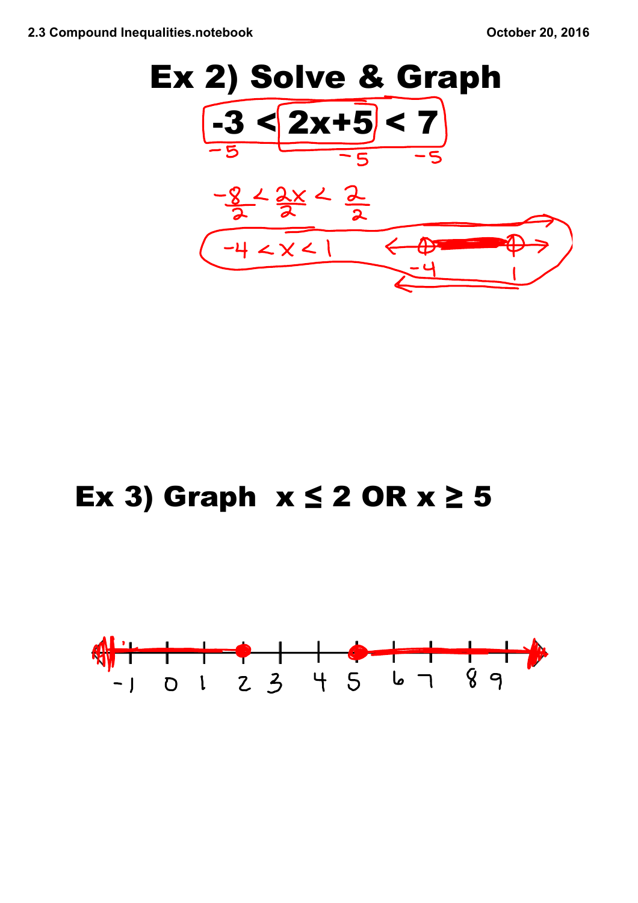# Ex 2) Solve & Graph

$$-3 < 2x+5 < 7$$

$$-5 \quad\quad -5 \quad\quad -5$$

$$\frac{-8}{2} < \frac{2x}{2} < \frac{2}{2}$$

$$-4 < x < 1$$

-4 &nbsp;&nbsp;&nbsp;&nbsp; 1

# Ex 3) Graph $x \leq 2$ OR $x \geq 5$

-1 &nbsp; 0 &nbsp; 1 &nbsp; 2 &nbsp; 3 &nbsp; 4 &nbsp; 5 &nbsp; 6 &nbsp; 7 &nbsp; 8 &nbsp; 9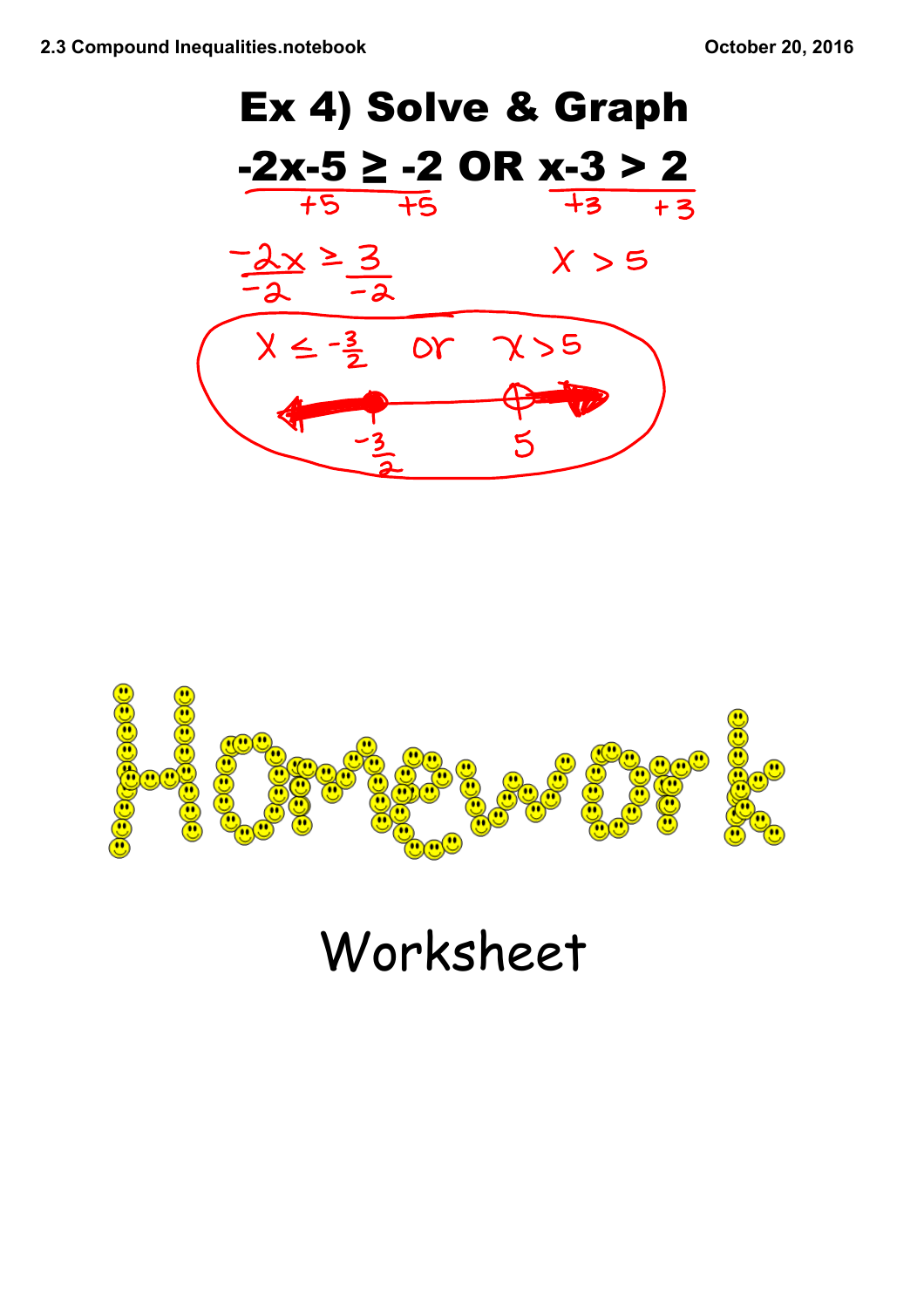# Ex 4) Solve & Graph

$$-2x-5 \geq -2 \text{ OR } x-3 > 2$$

$+5 \quad +5 \qquad\qquad +3 \quad +3$

$\frac{-2x}{-2} \geq \frac{3}{-2} \qquad\qquad x > 5$

$x \leq -\frac{3}{2}$ or $x > 5$

$-\frac{3}{2}$

$5$

Homework

Worksheet